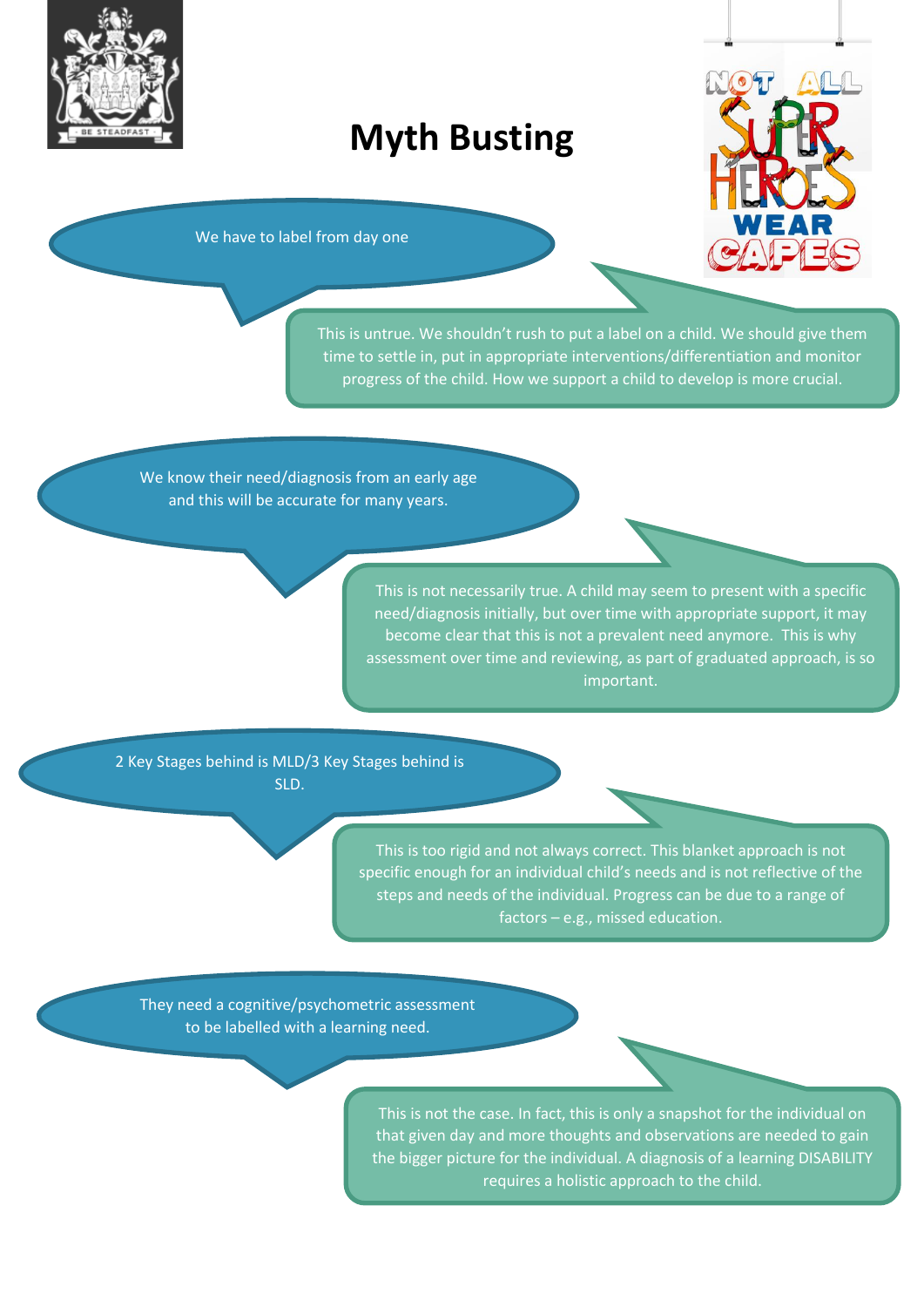# Myth Busting

**We have to label from day one**

This is untrue. We shouldn't rush to put a label on a child. We should give them time to settle in, put in appropriate interventions/differentiation and monitor progress of the child. How we support a child to develop is more crucial.

**We know their need/diagnosis from an early age and this will be accurate for many years.**

This is not necessarily true. A child may seem to present with a specific need/diagnosis initially, but over time with appropriate support, it may become clear that this is not a prevalent need anymore. This is why assessment over time and reviewing, as part of graduated approach, is so important.

**2 Key Stages behind is MLD/3 Key Stages behind is SLD.**

This is too rigid and not always correct. This blanket approach is not specific enough for an individual child's needs and is not reflective of the steps and needs of the individual. Progress can be due to a range of factors – e.g., missed education.

**They need a cognitive/psychometric assessment to be labelled with a learning need.**

This is not the case. In fact, this is only a snapshot for the individual on that given day and more thoughts and observations are needed to gain the bigger picture for the individual. A diagnosis of a learning DISABILITY requires a holistic approach to the child.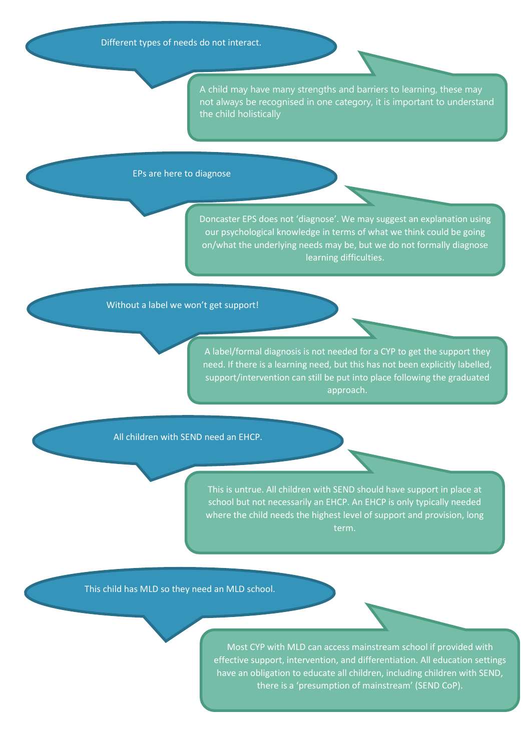Different types of needs do not interact.

A child may have many strengths and barriers to learning, these may not always be recognised in one category, it is important to understand the child holistically

EPs are here to diagnose

Doncaster EPS does not 'diagnose'. We may suggest an explanation using our psychological knowledge in terms of what we think could be going on/what the underlying needs may be, but we do not formally diagnose learning difficulties.

Without a label we won't get support!

A label/formal diagnosis is not needed for a CYP to get the support they need. If there is a learning need, but this has not been explicitly labelled, support/intervention can still be put into place following the graduated approach.

All children with SEND need an EHCP.

This is untrue. All children with SEND should have support in place at school but not necessarily an EHCP. An EHCP is only typically needed where the child needs the highest level of support and provision, long term.

This child has MLD so they need an MLD school.

Most CYP with MLD can access mainstream school if provided with effective support, intervention, and differentiation. All education settings have an obligation to educate all children, including children with SEND, there is a 'presumption of mainstream' (SEND CoP).